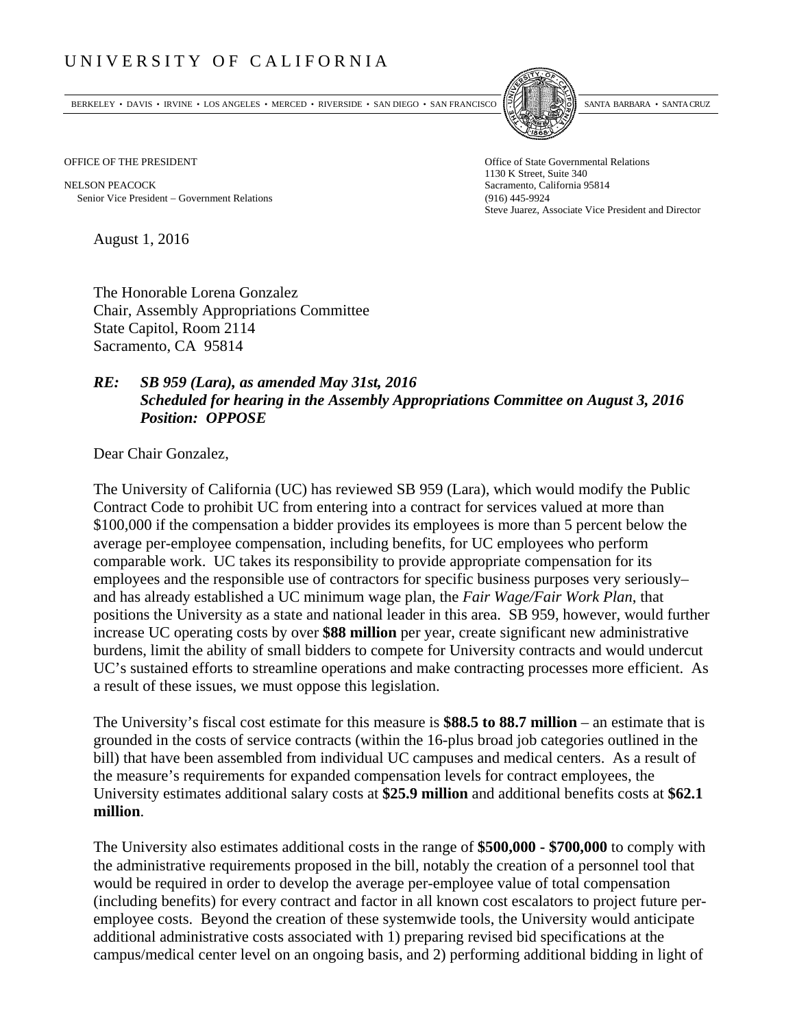# UNIVERSITY OF CALIFORNIA

BERKELEY • DAVIS • IRVINE • LOS ANGELES • MERCED • RIVERSIDE • SAN DIEGO • SAN FRANCISCO SANTA BARBARA • SANTA CRUZ

OFFICE OF THE PRESIDENT

NELSON PEACOCK
Senior Vice President – Government Relations

Office of State Governmental Relations
1130 K Street, Suite 340
Sacramento, California 95814
(916) 445-9924
Steve Juarez, Associate Vice President and Director

August 1, 2016

The Honorable Lorena Gonzalez
Chair, Assembly Appropriations Committee
State Capitol, Room 2114
Sacramento, CA 95814

***RE: SB 959 (Lara), as amended May 31st, 2016***
***Scheduled for hearing in the Assembly Appropriations Committee on August 3, 2016***
***Position: OPPOSE***

Dear Chair Gonzalez,

The University of California (UC) has reviewed SB 959 (Lara), which would modify the Public Contract Code to prohibit UC from entering into a contract for services valued at more than $100,000 if the compensation a bidder provides its employees is more than 5 percent below the average per-employee compensation, including benefits, for UC employees who perform comparable work. UC takes its responsibility to provide appropriate compensation for its employees and the responsible use of contractors for specific business purposes very seriously– and has already established a UC minimum wage plan, the *Fair Wage/Fair Work Plan*, that positions the University as a state and national leader in this area. SB 959, however, would further increase UC operating costs by over **$88 million** per year, create significant new administrative burdens, limit the ability of small bidders to compete for University contracts and would undercut UC's sustained efforts to streamline operations and make contracting processes more efficient. As a result of these issues, we must oppose this legislation.

The University's fiscal cost estimate for this measure is **$88.5 to 88.7 million** – an estimate that is grounded in the costs of service contracts (within the 16-plus broad job categories outlined in the bill) that have been assembled from individual UC campuses and medical centers. As a result of the measure's requirements for expanded compensation levels for contract employees, the University estimates additional salary costs at **$25.9 million** and additional benefits costs at **$62.1 million**.

The University also estimates additional costs in the range of **$500,000 - $700,000** to comply with the administrative requirements proposed in the bill, notably the creation of a personnel tool that would be required in order to develop the average per-employee value of total compensation (including benefits) for every contract and factor in all known cost escalators to project future per-employee costs. Beyond the creation of these systemwide tools, the University would anticipate additional administrative costs associated with 1) preparing revised bid specifications at the campus/medical center level on an ongoing basis, and 2) performing additional bidding in light of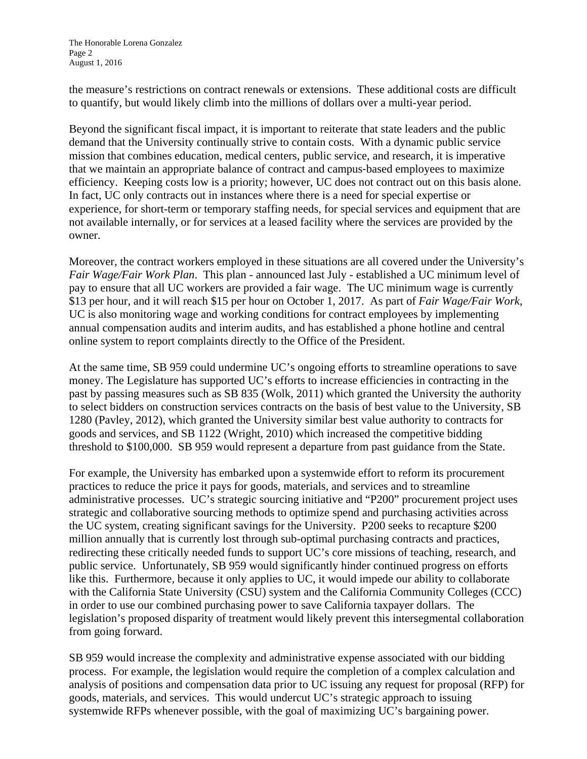the measure's restrictions on contract renewals or extensions. These additional costs are difficult to quantify, but would likely climb into the millions of dollars over a multi-year period.

Beyond the significant fiscal impact, it is important to reiterate that state leaders and the public demand that the University continually strive to contain costs. With a dynamic public service mission that combines education, medical centers, public service, and research, it is imperative that we maintain an appropriate balance of contract and campus-based employees to maximize efficiency. Keeping costs low is a priority; however, UC does not contract out on this basis alone. In fact, UC only contracts out in instances where there is a need for special expertise or experience, for short-term or temporary staffing needs, for special services and equipment that are not available internally, or for services at a leased facility where the services are provided by the owner.

Moreover, the contract workers employed in these situations are all covered under the University's *Fair Wage/Fair Work Plan*. This plan - announced last July - established a UC minimum level of pay to ensure that all UC workers are provided a fair wage. The UC minimum wage is currently $13 per hour, and it will reach $15 per hour on October 1, 2017. As part of *Fair Wage/Fair Work*, UC is also monitoring wage and working conditions for contract employees by implementing annual compensation audits and interim audits, and has established a phone hotline and central online system to report complaints directly to the Office of the President.

At the same time, SB 959 could undermine UC's ongoing efforts to streamline operations to save money. The Legislature has supported UC's efforts to increase efficiencies in contracting in the past by passing measures such as SB 835 (Wolk, 2011) which granted the University the authority to select bidders on construction services contracts on the basis of best value to the University, SB 1280 (Pavley, 2012), which granted the University similar best value authority to contracts for goods and services, and SB 1122 (Wright, 2010) which increased the competitive bidding threshold to $100,000. SB 959 would represent a departure from past guidance from the State.

For example, the University has embarked upon a systemwide effort to reform its procurement practices to reduce the price it pays for goods, materials, and services and to streamline administrative processes. UC's strategic sourcing initiative and "P200" procurement project uses strategic and collaborative sourcing methods to optimize spend and purchasing activities across the UC system, creating significant savings for the University. P200 seeks to recapture $200 million annually that is currently lost through sub-optimal purchasing contracts and practices, redirecting these critically needed funds to support UC's core missions of teaching, research, and public service. Unfortunately, SB 959 would significantly hinder continued progress on efforts like this. Furthermore, because it only applies to UC, it would impede our ability to collaborate with the California State University (CSU) system and the California Community Colleges (CCC) in order to use our combined purchasing power to save California taxpayer dollars. The legislation's proposed disparity of treatment would likely prevent this intersegmental collaboration from going forward.

SB 959 would increase the complexity and administrative expense associated with our bidding process. For example, the legislation would require the completion of a complex calculation and analysis of positions and compensation data prior to UC issuing any request for proposal (RFP) for goods, materials, and services. This would undercut UC's strategic approach to issuing systemwide RFPs whenever possible, with the goal of maximizing UC's bargaining power.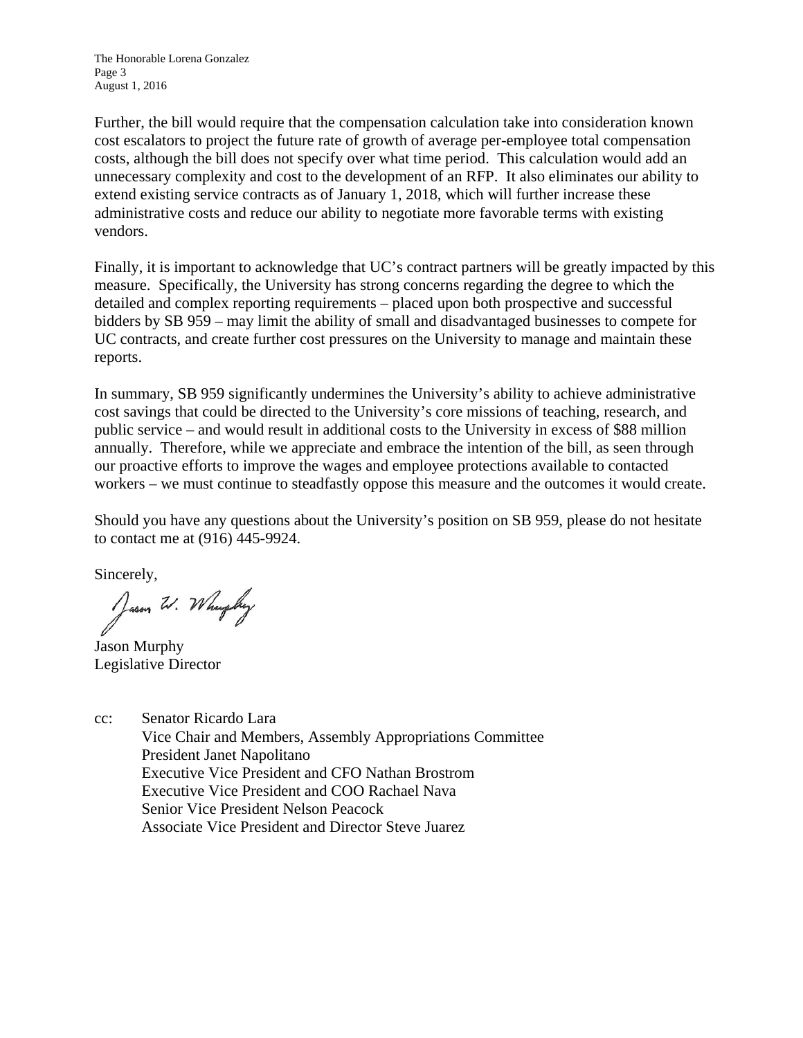Further, the bill would require that the compensation calculation take into consideration known cost escalators to project the future rate of growth of average per-employee total compensation costs, although the bill does not specify over what time period. This calculation would add an unnecessary complexity and cost to the development of an RFP. It also eliminates our ability to extend existing service contracts as of January 1, 2018, which will further increase these administrative costs and reduce our ability to negotiate more favorable terms with existing vendors.

Finally, it is important to acknowledge that UC's contract partners will be greatly impacted by this measure. Specifically, the University has strong concerns regarding the degree to which the detailed and complex reporting requirements – placed upon both prospective and successful bidders by SB 959 – may limit the ability of small and disadvantaged businesses to compete for UC contracts, and create further cost pressures on the University to manage and maintain these reports.

In summary, SB 959 significantly undermines the University's ability to achieve administrative cost savings that could be directed to the University's core missions of teaching, research, and public service – and would result in additional costs to the University in excess of $88 million annually. Therefore, while we appreciate and embrace the intention of the bill, as seen through our proactive efforts to improve the wages and employee protections available to contacted workers – we must continue to steadfastly oppose this measure and the outcomes it would create.

Should you have any questions about the University's position on SB 959, please do not hesitate to contact me at (916) 445-9924.

Sincerely,

Jason W. Murphy

Jason Murphy
Legislative Director

cc: Senator Ricardo Lara
Vice Chair and Members, Assembly Appropriations Committee
President Janet Napolitano
Executive Vice President and CFO Nathan Brostrom
Executive Vice President and COO Rachael Nava
Senior Vice President Nelson Peacock
Associate Vice President and Director Steve Juarez